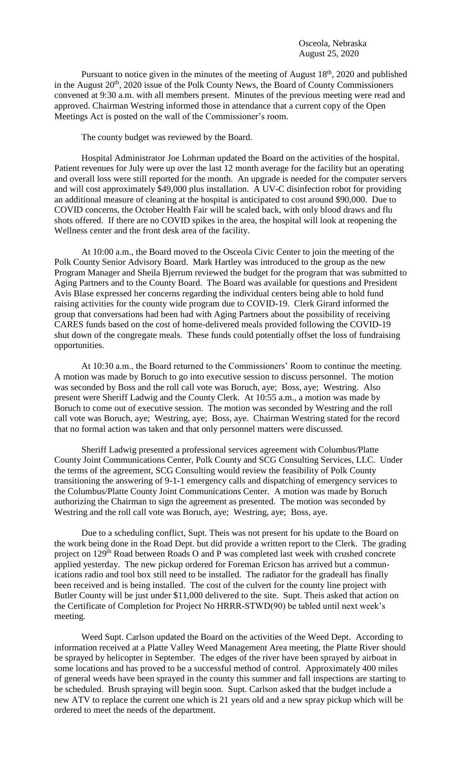Osceola, Nebraska
August 25, 2020

Pursuant to notice given in the minutes of the meeting of August 18th, 2020 and published in the August 20th, 2020 issue of the Polk County News, the Board of County Commissioners convened at 9:30 a.m. with all members present. Minutes of the previous meeting were read and approved. Chairman Westring informed those in attendance that a current copy of the Open Meetings Act is posted on the wall of the Commissioner's room.

The county budget was reviewed by the Board.

Hospital Administrator Joe Lohrman updated the Board on the activities of the hospital. Patient revenues for July were up over the last 12 month average for the facility but an operating and overall loss were still reported for the month. An upgrade is needed for the computer servers and will cost approximately $49,000 plus installation. A UV-C disinfection robot for providing an additional measure of cleaning at the hospital is anticipated to cost around $90,000. Due to COVID concerns, the October Health Fair will be scaled back, with only blood draws and flu shots offered. If there are no COVID spikes in the area, the hospital will look at reopening the Wellness center and the front desk area of the facility.

At 10:00 a.m., the Board moved to the Osceola Civic Center to join the meeting of the Polk County Senior Advisory Board. Mark Hartley was introduced to the group as the new Program Manager and Sheila Bjerrum reviewed the budget for the program that was submitted to Aging Partners and to the County Board. The Board was available for questions and President Avis Blase expressed her concerns regarding the individual centers being able to hold fund raising activities for the county wide program due to COVID-19. Clerk Girard informed the group that conversations had been had with Aging Partners about the possibility of receiving CARES funds based on the cost of home-delivered meals provided following the COVID-19 shut down of the congregate meals. These funds could potentially offset the loss of fundraising opportunities.

At 10:30 a.m., the Board returned to the Commissioners' Room to continue the meeting. A motion was made by Boruch to go into executive session to discuss personnel. The motion was seconded by Boss and the roll call vote was Boruch, aye; Boss, aye; Westring. Also present were Sheriff Ladwig and the County Clerk. At 10:55 a.m., a motion was made by Boruch to come out of executive session. The motion was seconded by Westring and the roll call vote was Boruch, aye; Westring, aye; Boss, aye. Chairman Westring stated for the record that no formal action was taken and that only personnel matters were discussed.

Sheriff Ladwig presented a professional services agreement with Columbus/Platte County Joint Communications Center, Polk County and SCG Consulting Services, LLC. Under the terms of the agreement, SCG Consulting would review the feasibility of Polk County transitioning the answering of 9-1-1 emergency calls and dispatching of emergency services to the Columbus/Platte County Joint Communications Center. A motion was made by Boruch authorizing the Chairman to sign the agreement as presented. The motion was seconded by Westring and the roll call vote was Boruch, aye; Westring, aye; Boss, aye.

Due to a scheduling conflict, Supt. Theis was not present for his update to the Board on the work being done in the Road Dept. but did provide a written report to the Clerk. The grading project on 129th Road between Roads O and P was completed last week with crushed concrete applied yesterday. The new pickup ordered for Foreman Ericson has arrived but a communications radio and tool box still need to be installed. The radiator for the gradeall has finally been received and is being installed. The cost of the culvert for the county line project with Butler County will be just under $11,000 delivered to the site. Supt. Theis asked that action on the Certificate of Completion for Project No HRRR-STWD(90) be tabled until next week's meeting.

Weed Supt. Carlson updated the Board on the activities of the Weed Dept. According to information received at a Platte Valley Weed Management Area meeting, the Platte River should be sprayed by helicopter in September. The edges of the river have been sprayed by airboat in some locations and has proved to be a successful method of control. Approximately 400 miles of general weeds have been sprayed in the county this summer and fall inspections are starting to be scheduled. Brush spraying will begin soon. Supt. Carlson asked that the budget include a new ATV to replace the current one which is 21 years old and a new spray pickup which will be ordered to meet the needs of the department.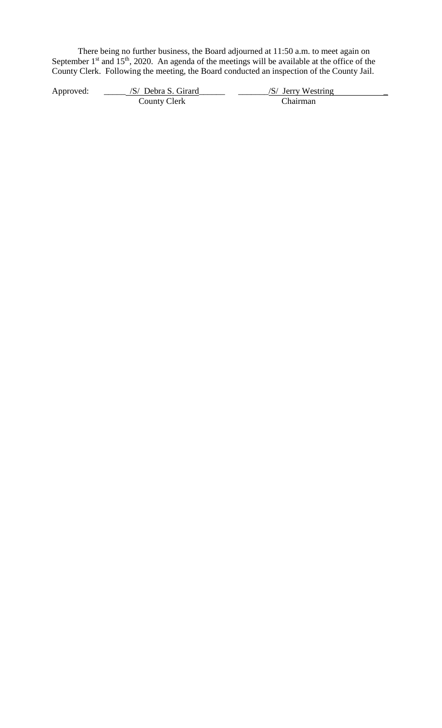There being no further business, the Board adjourned at 11:50 a.m. to meet again on September 1st and 15th, 2020. An agenda of the meetings will be available at the office of the County Clerk. Following the meeting, the Board conducted an inspection of the County Jail.

| | | |
|---|---|---|
| Approved: | /S/ Debra S. Girard | /S/ Jerry Westring |
| | County Clerk | Chairman |